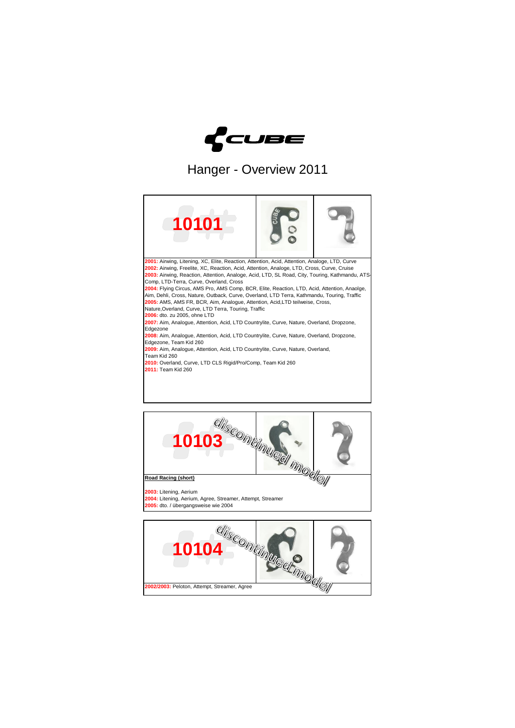# CUBE

## Hanger - Overview 2011

## 10101

**2001:** Airwing, Litening, XC, Elite, Reaction, Attention, Acid, Attention, Analoge, LTD, Curve
**2002:** Airwing, Freelite, XC, Reaction, Acid, Attention, Analoge, LTD, Cross, Curve, Cruise
**2003:** Airwing, Reaction, Attention, Analoge, Acid, LTD, SL Road, City, Touring, Kathmandu, ATS-Comp, LTD-Terra, Curve, Overland, Cross
**2004:** Flying Circus, AMS Pro, AMS Comp, BCR, Elite, Reaction, LTD, Acid, Attention, Anaolge, Aim, Dehli, Cross, Nature, Outback, Curve, Overland, LTD Terra, Kathmandu, Touring, Traffic
**2005:** AMS, AMS FR, BCR, Aim, Analogue, Attention, Acid,LTD teilweise, Cross, Nature,Overland, Curve, LTD Terra, Touring, Traffic
**2006:** dto. zu 2005, ohne LTD
**2007:** Aim, Analogue, Attention, Acid, LTD Countrylite, Curve, Nature, Overland, Dropzone, Edgezone
**2008:** Aim, Analogue, Attention, Acid, LTD Countrylite, Curve, Nature, Overland, Dropzone, Edgezone, Team Kid 260
**2009:** Aim, Analogue, Attention, Acid, LTD Countrylite, Curve, Nature, Overland, Team Kid 260
**2010:** Overland, Curve, LTD CLS Rigid/Pro/Comp, Team Kid 260
**2011:** Team Kid 260

## 10103

*discontinued model*

**Road Racing (short)**

**2003:** Litening, Aerium
**2004:** Litening, Aerium, Agree, Streamer, Attempt, Streamer
**2005:** dto. / übergangsweise wie 2004

## 10104

*discontinued model*

**2002/2003:** Peloton, Attempt, Streamer, Agree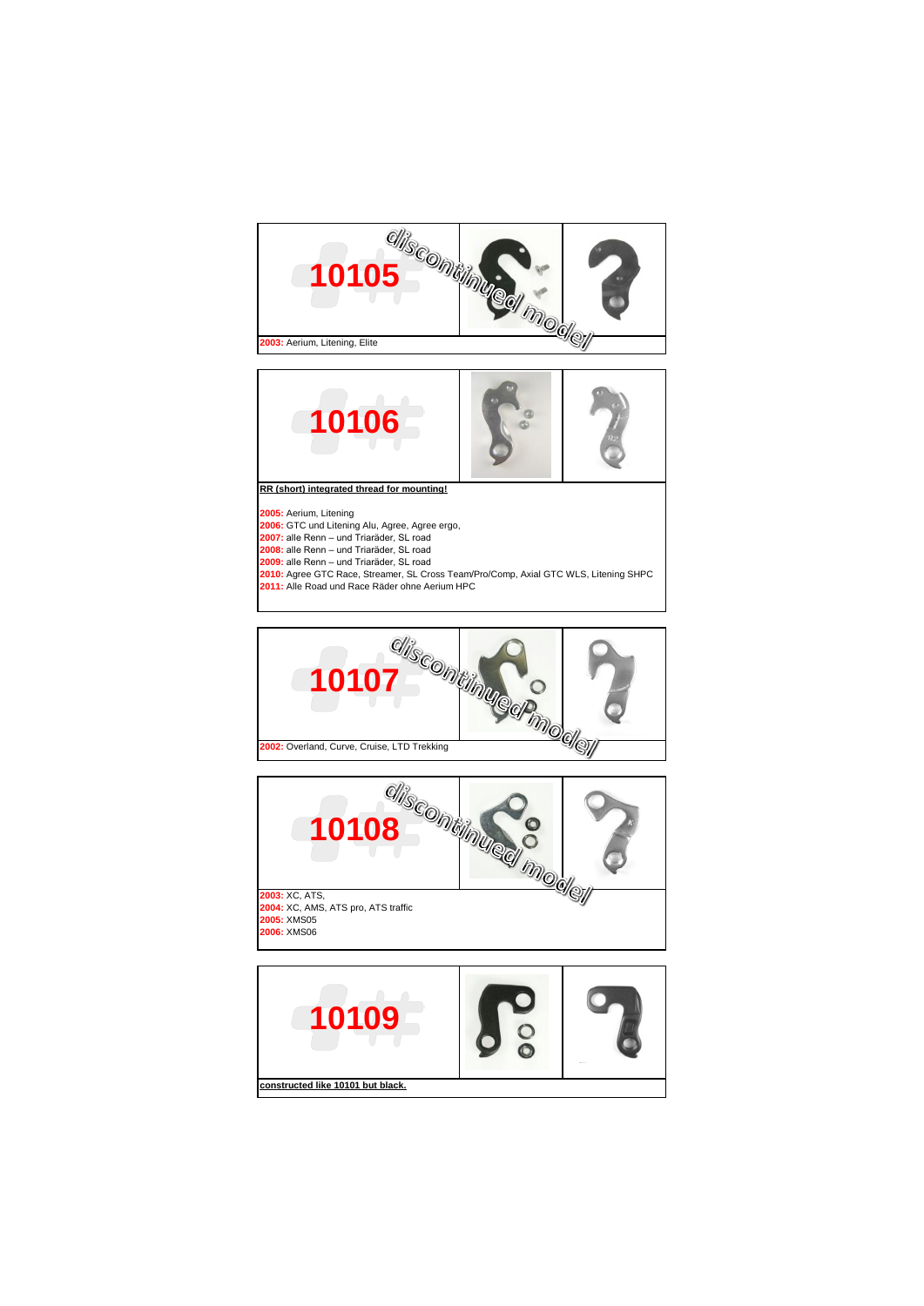## 10105

discontinued model

**2003:** Aerium, Litening, Elite

## 10106

**RR (short) integrated thread for mounting!**

**2005:** Aerium, Litening
**2006:** GTC und Litening Alu, Agree, Agree ergo,
**2007:** alle Renn – und Triaräder, SL road
**2008:** alle Renn – und Triaräder, SL road
**2009:** alle Renn – und Triaräder, SL road
**2010:** Agree GTC Race, Streamer, SL Cross Team/Pro/Comp, Axial GTC WLS, Litening SHPC
**2011:** Alle Road und Race Räder ohne Aerium HPC

## 10107

discontinued model

**2002:** Overland, Curve, Cruise, LTD Trekking

## 10108

discontinued model

**2003:** XC, ATS,
**2004:** XC, AMS, ATS pro, ATS traffic
**2005:** XMS05
**2006:** XMS06

## 10109

**constructed like 10101 but black.**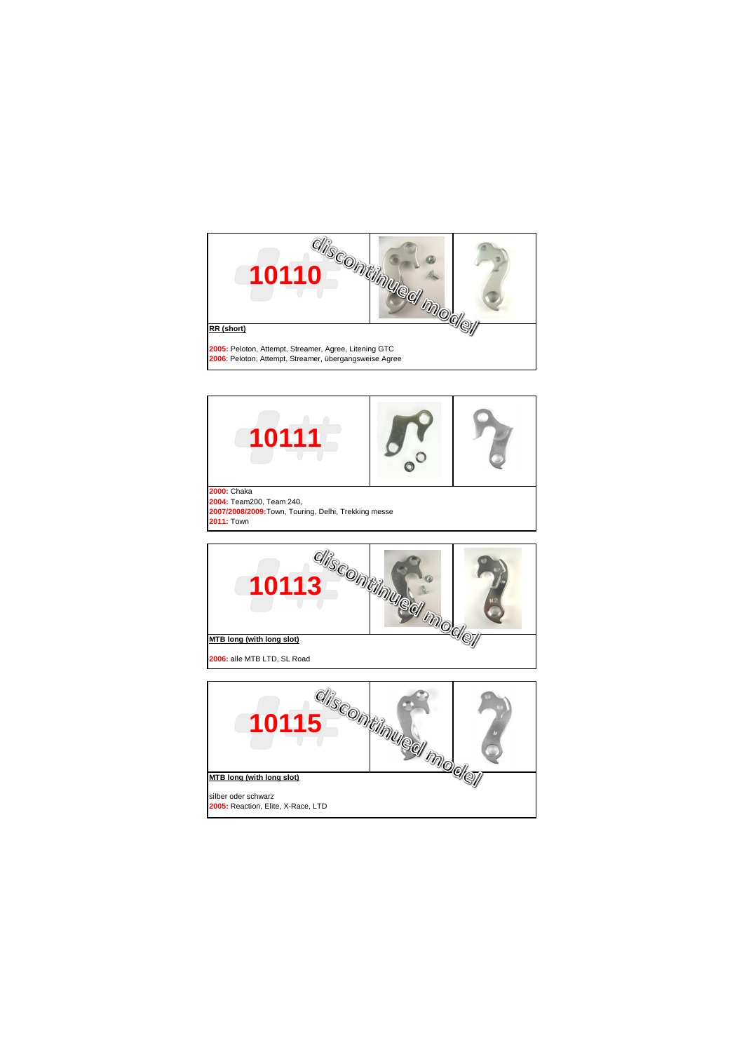**10110**

discontinued model

**RR (short)**

**2005:** Peloton, Attempt, Streamer, Agree, Litening GTC
**2006:** Peloton, Attempt, Streamer, übergangsweise Agree

**10111**

**2000:** Chaka
**2004:** Team200, Team 240,
**2007/2008/2009:** Town, Touring, Delhi, Trekking messe
**2011:** Town

**10113**

discontinued model

**MTB long (with long slot)**

**2006:** alle MTB LTD, SL Road

**10115**

discontinued model

**MTB long (with long slot)**

silber oder schwarz
**2005:** Reaction, Elite, X-Race, LTD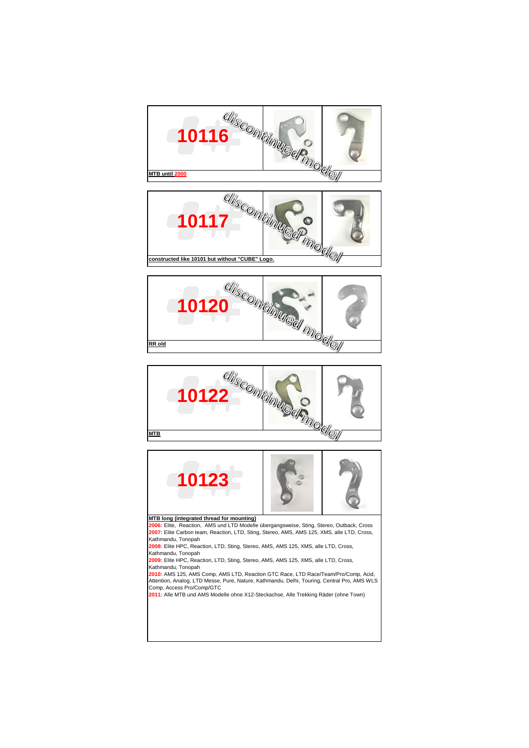## 10116

*discontinued model*

**MTB until 2000**

## 10117

*discontinued model*

**constructed like 10101 but without "CUBE" Logo.**

## 10120

*discontinued model*

**RR old**

## 10122

*discontinued model*

**MTB**

## 10123

**MTB long (integrated thread for mounting)**

**2006:** Elite, Reaction, AMS und LTD Modelle übergangsweise, Sting, Stereo, Outback, Cross

**2007:** Elite Carbon team, Reaction, LTD, Sting, Stereo, AMS, AMS 125, XMS, alle LTD, Cross, Kathmandu, Tonopah

**2008:** Elite HPC, Reaction, LTD, Sting, Stereo, AMS, AMS 125, XMS, alle LTD, Cross, Kathmandu, Tonopah

**2009:** Elite HPC, Reaction, LTD, Sting, Stereo, AMS, AMS 125, XMS, alle LTD, Cross, Kathmandu, Tonopah

**2010:** AMS 125, AMS Comp, AMS LTD, Reaction GTC Race, LTD Race/Team/Pro/Comp, Acid, Attention, Analog, LTD Messe, Pure, Nature, Kathmandu, Delhi, Touring, Central Pro, AMS WLS Comp, Access Pro/Comp/GTC

**2011:** Alle MTB und AMS Modelle ohne X12-Steckachse, Alle Trekking Räder (ohne Town)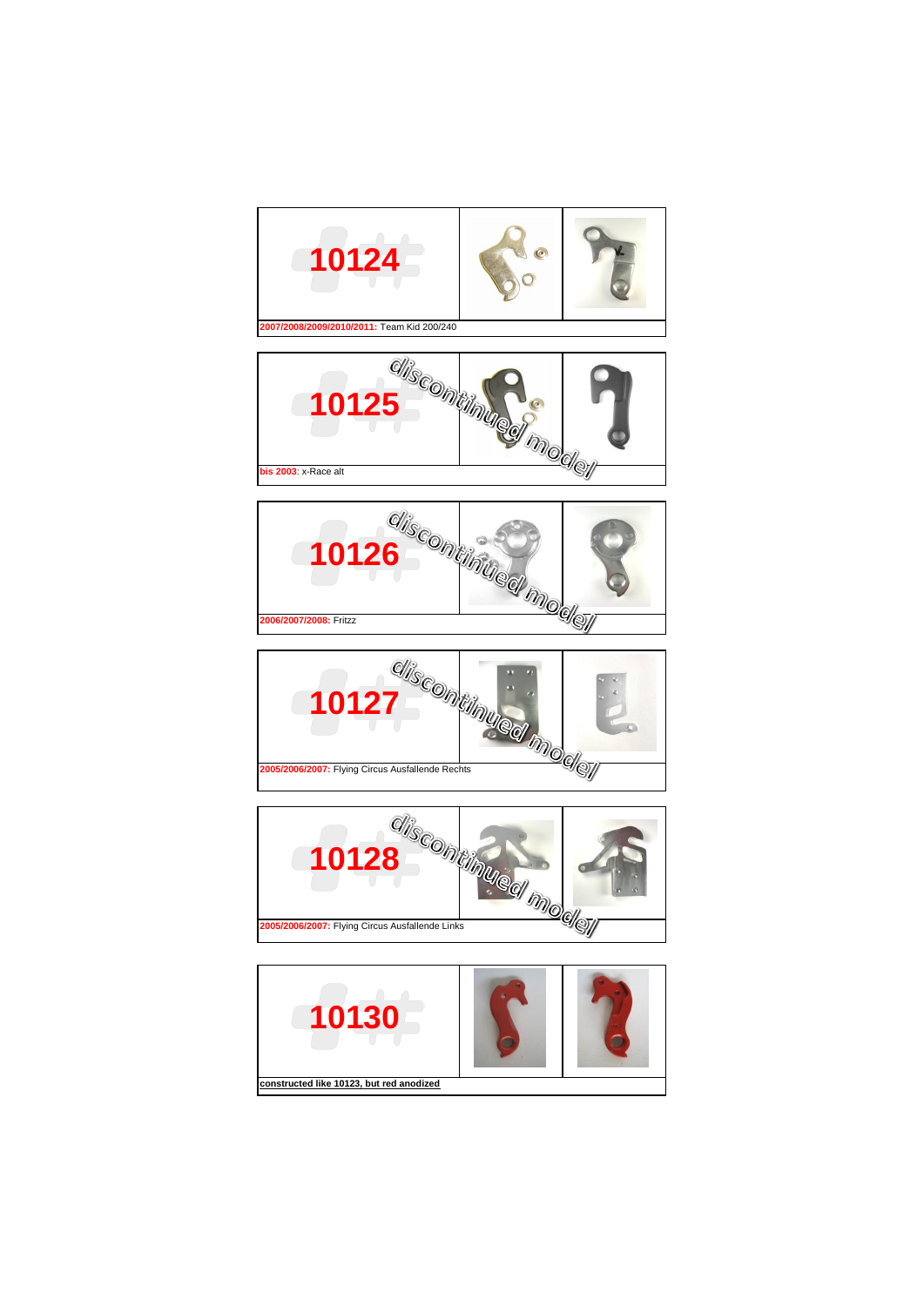**10124**

**2007/2008/2009/2010/2011:** Team Kid 200/240

**10125**

*discontinued model*

**bis 2003**: x-Race alt

**10126**

*discontinued model*

**2006/2007/2008:** Fritzz

**10127**

*discontinued model*

**2005/2006/2007:** Flying Circus Ausfallende Rechts

**10128**

*discontinued model*

**2005/2006/2007:** Flying Circus Ausfallende Links

**10130**

**constructed like 10123, but red anodized**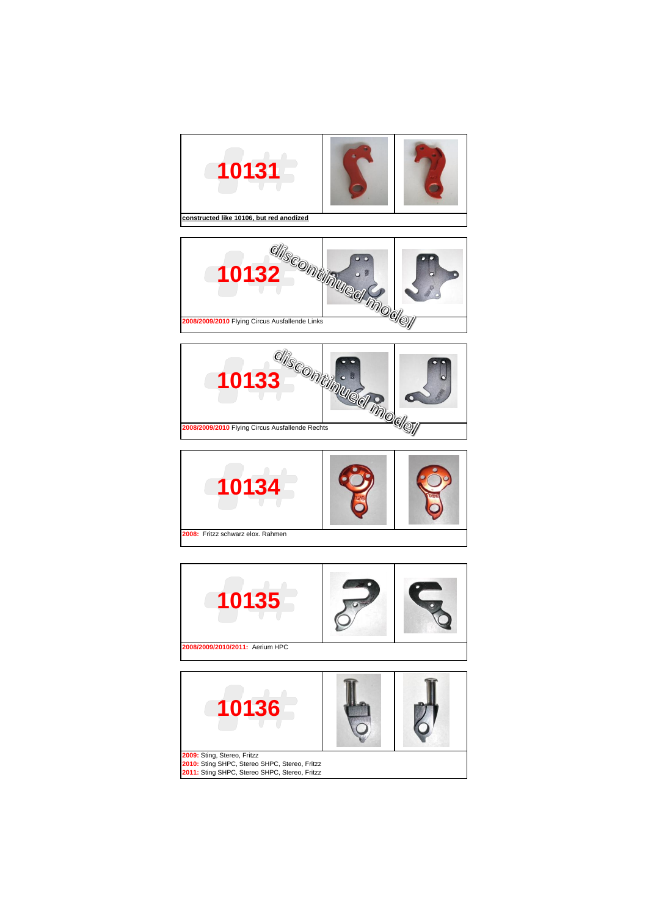**10131**

constructed like 10106, but red anodized

**10132**

discontinued model

2008/2009/2010 Flying Circus Ausfallende Links

**10133**

discontinued model

2008/2009/2010 Flying Circus Ausfallende Rechts

**10134**

2008: Fritzz schwarz elox. Rahmen

**10135**

2008/2009/2010/2011: Aerium HPC

**10136**

2009: Sting, Stereo, Fritzz
2010: Sting SHPC, Stereo SHPC, Stereo, Fritzz
2011: Sting SHPC, Stereo SHPC, Stereo, Fritzz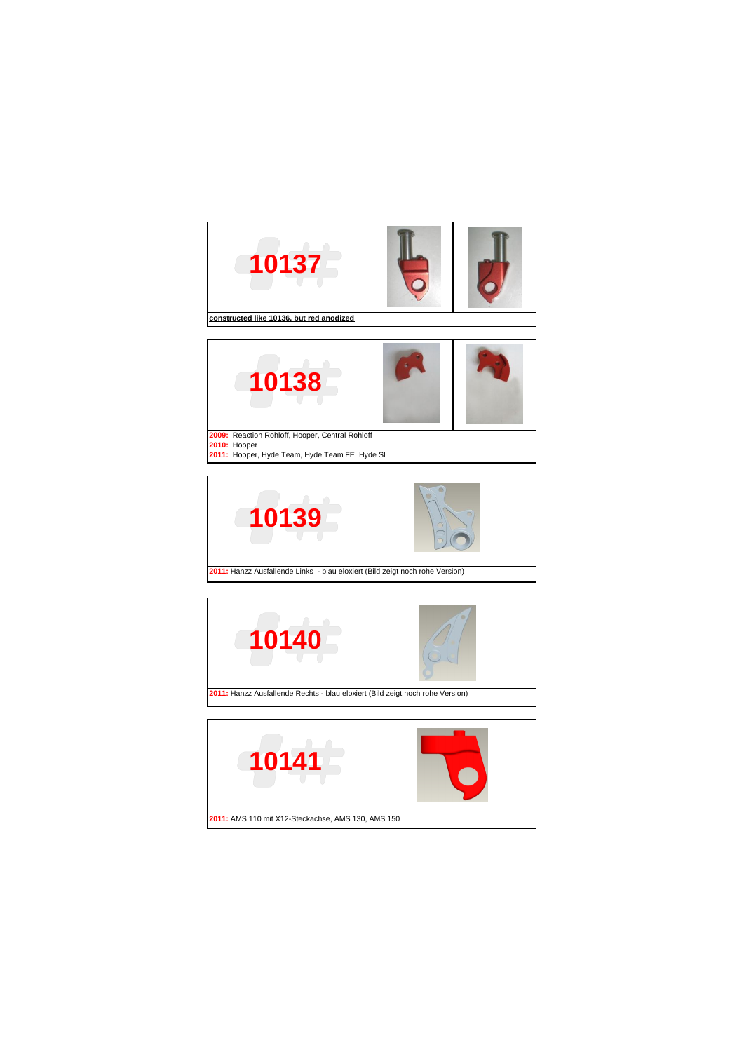## 10137

constructed like 10136, but red anodized

## 10138

2009: Reaction Rohloff, Hooper, Central Rohloff
2010: Hooper
2011: Hooper, Hyde Team, Hyde Team FE, Hyde SL

## 10139

2011: Hanzz Ausfallende Links - blau eloxiert (Bild zeigt noch rohe Version)

## 10140

2011: Hanzz Ausfallende Rechts - blau eloxiert (Bild zeigt noch rohe Version)

## 10141

2011: AMS 110 mit X12-Steckachse, AMS 130, AMS 150